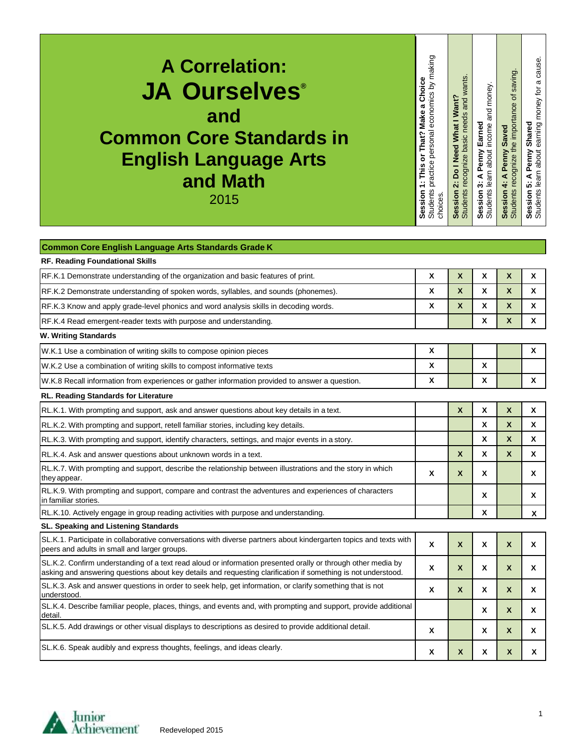# A Correlation: JA Ourselves® and Common Core Standards in English Language Arts and Math

2015

| Common Core English Language Arts Standards Grade K | **Session 1: This or That? Make a Choice** Students practice personal economics by making choices. | **Session 2: Do I Need What I Want?** Students recognize basic needs and wants. | **Session 3: A Penny Earned** Students learn about income and money. | **Session 4: A Penny Saved** Students recognize the importance of saving. | **Session 5: A Penny Shared** Students learn about earning money for a cause. |
|---|---|---|---|---|---|
| **RF. Reading Foundational Skills** | | | | | |
| RF.K.1 Demonstrate understanding of the organization and basic features of print. | X | X | X | X | X |
| RF.K.2 Demonstrate understanding of spoken words, syllables, and sounds (phonemes). | X | X | X | X | X |
| RF.K.3 Know and apply grade-level phonics and word analysis skills in decoding words. | X | X | X | X | X |
| RF.K.4 Read emergent-reader texts with purpose and understanding. | | | X | X | X |
| **W. Writing Standards** | | | | | |
| W.K.1 Use a combination of writing skills to compose opinion pieces | X | | | | X |
| W.K.2 Use a combination of writing skills to compost informative texts | X | | X | | |
| W.K.8 Recall information from experiences or gather information provided to answer a question. | X | | X | | X |
| **RL. Reading Standards for Literature** | | | | | |
| RL.K.1. With prompting and support, ask and answer questions about key details in a text. | | X | X | X | X |
| RL.K.2. With prompting and support, retell familiar stories, including key details. | | | X | X | X |
| RL.K.3. With prompting and support, identify characters, settings, and major events in a story. | | | X | X | X |
| RL.K.4. Ask and answer questions about unknown words in a text. | | X | X | X | X |
| RL.K.7. With prompting and support, describe the relationship between illustrations and the story in which they appear. | X | X | X | | X |
| RL.K.9. With prompting and support, compare and contrast the adventures and experiences of characters in familiar stories. | | | X | | X |
| RL.K.10. Actively engage in group reading activities with purpose and understanding. | | | X | | X |
| **SL. Speaking and Listening Standards** | | | | | |
| SL.K.1. Participate in collaborative conversations with diverse partners about kindergarten topics and texts with peers and adults in small and larger groups. | X | X | X | X | X |
| SL.K.2. Confirm understanding of a text read aloud or information presented orally or through other media by asking and answering questions about key details and requesting clarification if something is not understood. | X | X | X | X | X |
| SL.K.3. Ask and answer questions in order to seek help, get information, or clarify something that is not understood. | X | X | X | X | X |
| SL.K.4. Describe familiar people, places, things, and events and, with prompting and support, provide additional detail. | | | X | X | X |
| SL.K.5. Add drawings or other visual displays to descriptions as desired to provide additional detail. | X | | X | X | X |
| SL.K.6. Speak audibly and express thoughts, feelings, and ideas clearly. | X | X | X | X | X |

Junior Achievement® Redeveloped 2015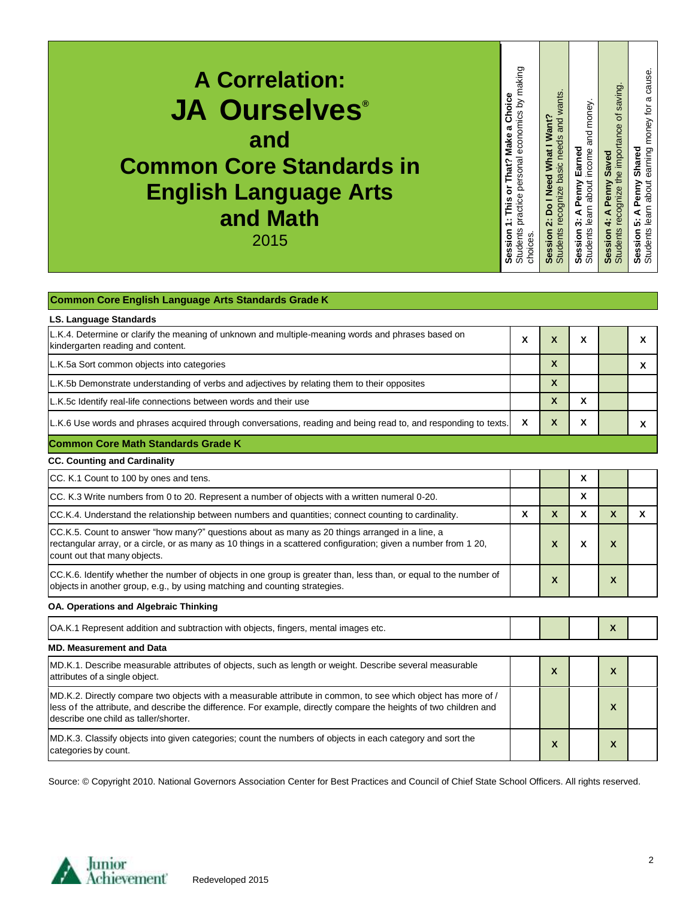# A Correlation: JA Ourselves® and Common Core Standards in English Language Arts and Math

2015

| | **Session 1: This or That? Make a Choice** Students practice personal economics by making choices. | **Session 2: Do I Need What I Want?** Students recognize basic needs and wants. | **Session 3: A Penny Earned** Students learn about income and money. | **Session 4: A Penny Saved** Students recognize the importance of saving. | **Session 5: A Penny Shared** Students learn about earning money for a cause. |
|---|---|---|---|---|---|
| **Common Core English Language Arts Standards Grade K** | | | | | |
| **LS. Language Standards** | | | | | |
| L.K.4. Determine or clarify the meaning of unknown and multiple-meaning words and phrases based on kindergarten reading and content. | X | X | X | | X |
| L.K.5a Sort common objects into categories | | X | | | X |
| L.K.5b Demonstrate understanding of verbs and adjectives by relating them to their opposites | | X | | | |
| L.K.5c Identify real-life connections between words and their use | | X | X | | |
| L.K.6 Use words and phrases acquired through conversations, reading and being read to, and responding to texts. | X | X | X | | X |
| **Common Core Math Standards Grade K** | | | | | |
| **CC. Counting and Cardinality** | | | | | |
| CC. K.1 Count to 100 by ones and tens. | | | X | | |
| CC. K.3 Write numbers from 0 to 20. Represent a number of objects with a written numeral 0-20. | | | X | | |
| CC.K.4. Understand the relationship between numbers and quantities; connect counting to cardinality. | X | X | X | X | X |
| CC.K.5. Count to answer "how many?" questions about as many as 20 things arranged in a line, a rectangular array, or a circle, or as many as 10 things in a scattered configuration; given a number from 1 20, count out that many objects. | | X | X | X | |
| CC.K.6. Identify whether the number of objects in one group is greater than, less than, or equal to the number of objects in another group, e.g., by using matching and counting strategies. | | X | | X | |
| **OA. Operations and Algebraic Thinking** | | | | | |
| OA.K.1 Represent addition and subtraction with objects, fingers, mental images etc. | | | | X | |
| **MD. Measurement and Data** | | | | | |
| MD.K.1. Describe measurable attributes of objects, such as length or weight. Describe several measurable attributes of a single object. | | X | | X | |
| MD.K.2. Directly compare two objects with a measurable attribute in common, to see which object has more of / less of the attribute, and describe the difference. For example, directly compare the heights of two children and describe one child as taller/shorter. | | | | X | |
| MD.K.3. Classify objects into given categories; count the numbers of objects in each category and sort the categories by count. | | X | | X | |

Source: © Copyright 2010. National Governors Association Center for Best Practices and Council of Chief State School Officers. All rights reserved.

Junior Achievement

Redeveloped 2015